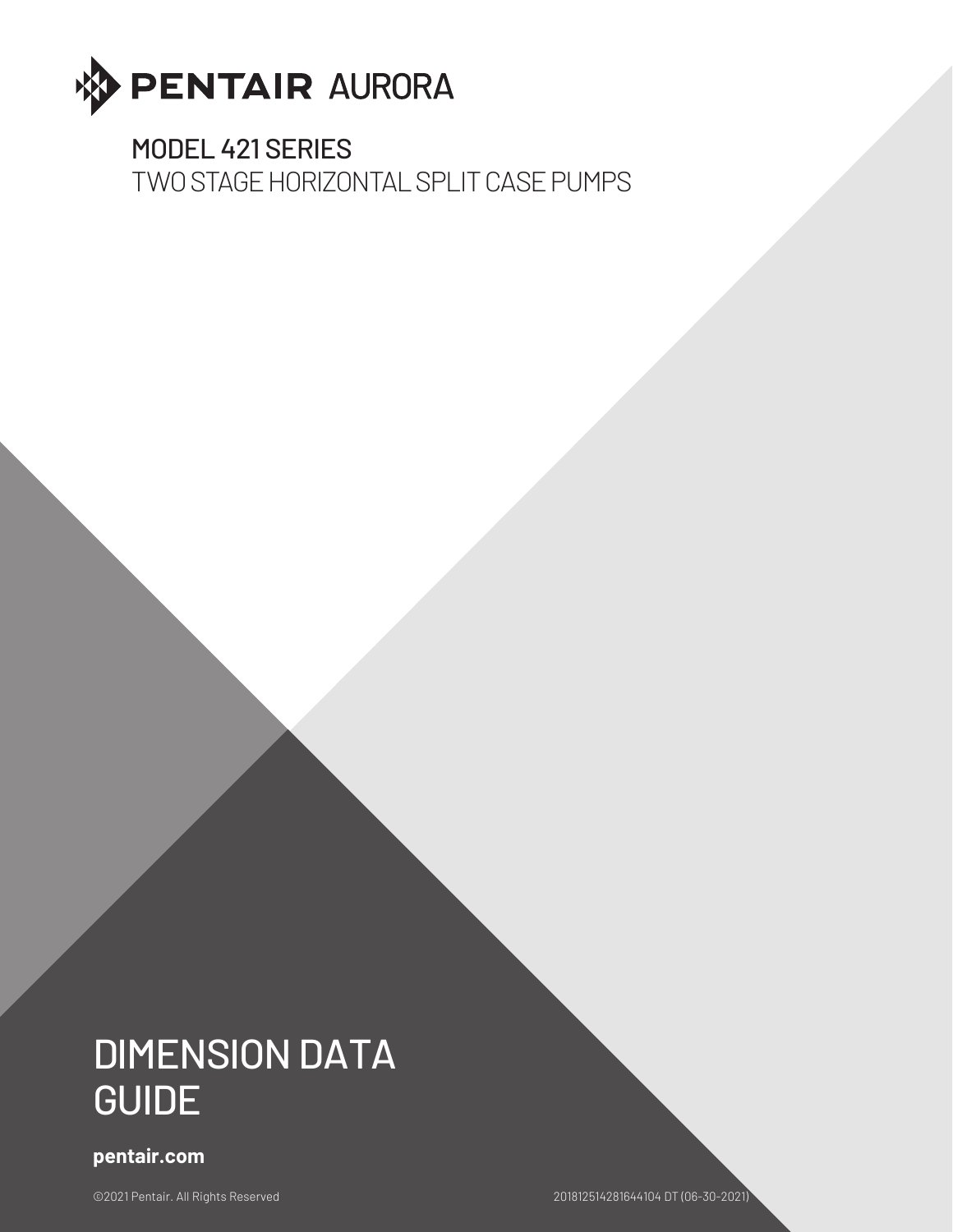PENTAIR AURORA

# MODEL 421 SERIES

## TWO STAGE HORIZONTAL SPLIT CASE PUMPS

# DIMENSION DATA GUIDE

**pentair.com**

©2021 Pentair. All Rights Reserved

201812514281644104 DT (06-30-2021)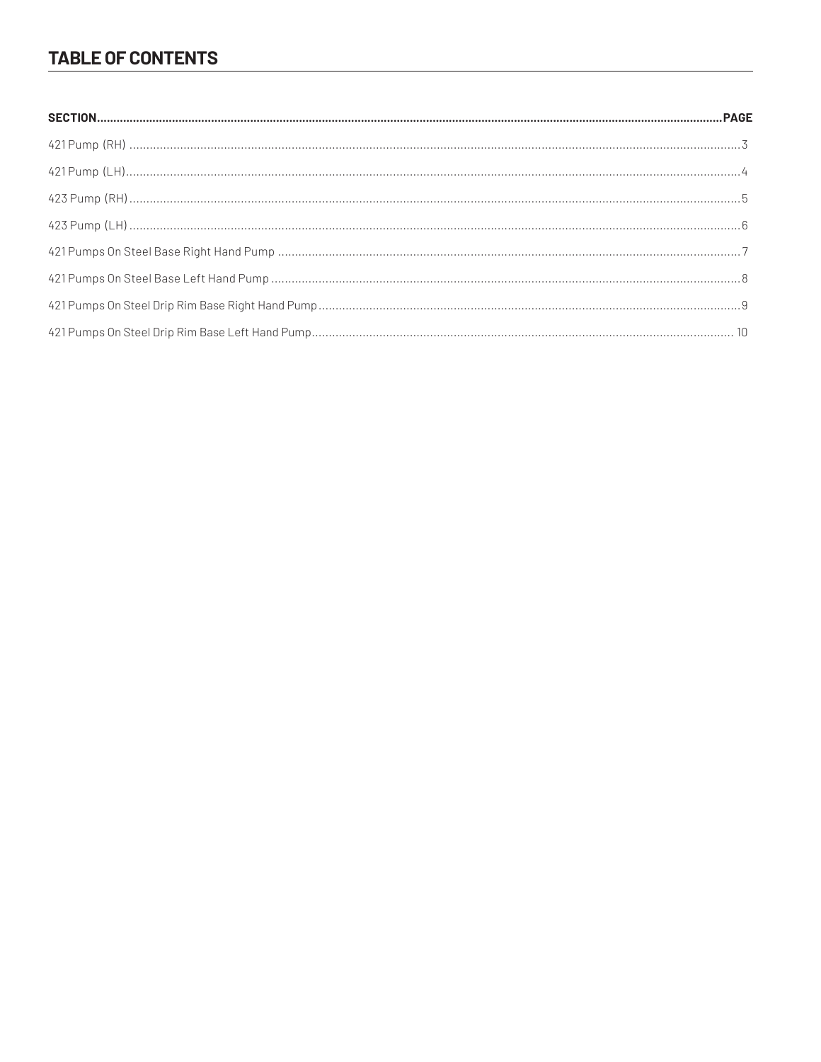# TABLE OF CONTENTS

| SECTION | PAGE |
| --- | --- |
| 421 Pump (RH) | 3 |
| 421 Pump (LH) | 4 |
| 423 Pump (RH) | 5 |
| 423 Pump (LH) | 6 |
| 421 Pumps On Steel Base Right Hand Pump | 7 |
| 421 Pumps On Steel Base Left Hand Pump | 8 |
| 421 Pumps On Steel Drip Rim Base Right Hand Pump | 9 |
| 421 Pumps On Steel Drip Rim Base Left Hand Pump | 10 |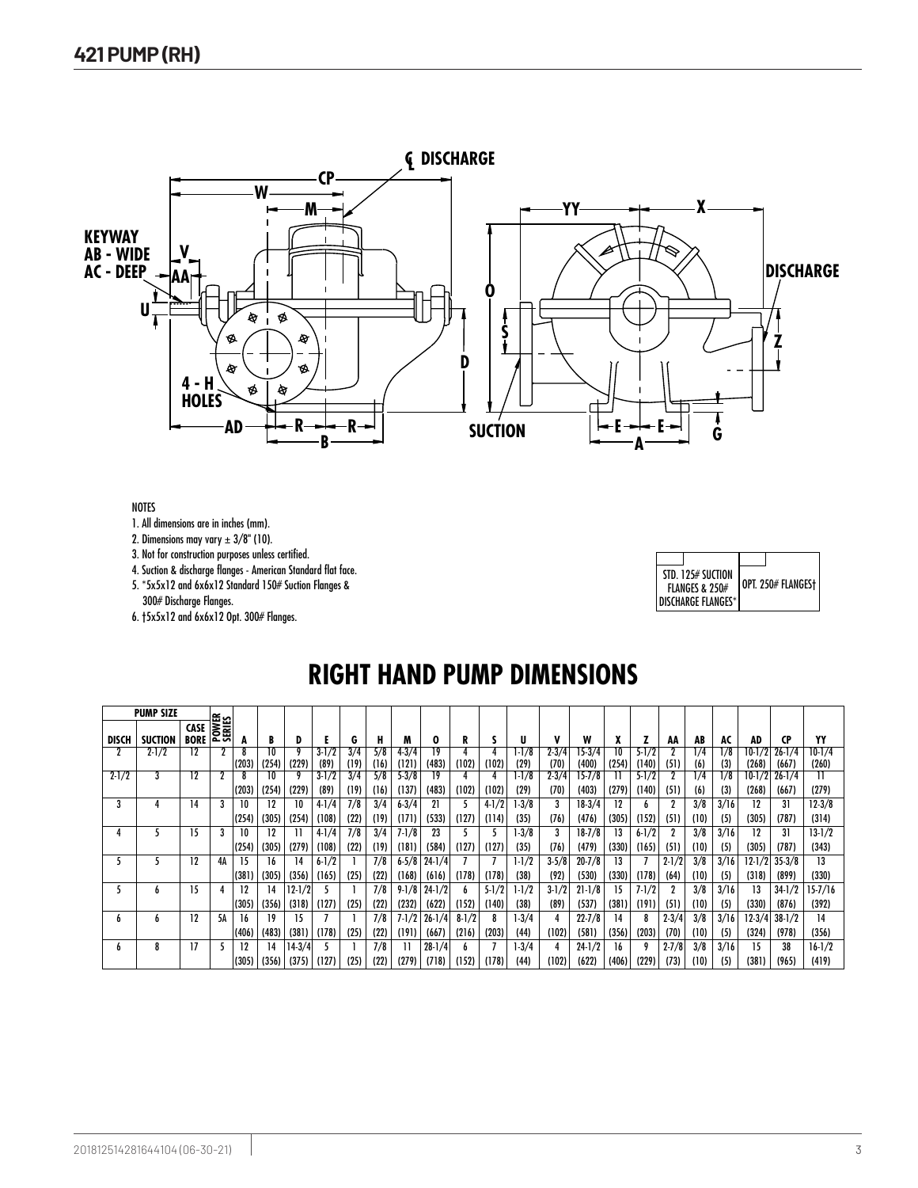## 421 PUMP (RH)

NOTES

1. All dimensions are in inches (mm).
2. Dimensions may vary ± 3/8" (10).
3. Not for construction purposes unless certified.
4. Suction & discharge flanges - American Standard flat face.
5. *5x5x12 and 6x6x12 Standard 150# Suction Flanges & 300# Discharge Flanges.
6. †5x5x12 and 6x6x12 Opt. 300# Flanges.

| STD. 125# SUCTION FLANGES & 250# DISCHARGE FLANGES* | OPT. 250# FLANGES† |
|---|---|

# RIGHT HAND PUMP DIMENSIONS

| PUMP SIZE | | | | | | | | | | | | | | | | | | | | | | | | | |
|---|---|---|---|---|---|---|---|---|---|---|---|---|---|---|---|---|---|---|---|---|---|---|---|---|---|
| DISCH | SUCTION | CASE BORE | POWER SERIES | A | B | D | E | G | H | M | O | R | S | U | V | W | X | Z | AA | AB | AC | AD | CP | YY |
| 2 | 2-1/2 | 12 | 2 | 8 (203) | 10 (254) | 9 (229) | 3-1/2 (89) | 3/4 (19) | 5/8 (16) | 4-3/4 (121) | 19 (483) | 4 (102) | 4 (102) | 1-1/8 (29) | 2-3/4 (70) | 15-3/4 (400) | 10 (254) | 5-1/2 (140) | 2 (51) | 1/4 (6) | 1/8 (3) | 10-1/2 (268) | 26-1/4 (667) | 10-1/4 (260) |
| 2-1/2 | 3 | 12 | 2 | 8 (203) | 10 (254) | 9 (229) | 3-1/2 (89) | 3/4 (19) | 5/8 (16) | 5-3/8 (137) | 19 (483) | 4 (102) | 4 (102) | 1-1/8 (29) | 2-3/4 (70) | 15-7/8 (403) | 11 (279) | 5-1/2 (140) | 2 (51) | 1/4 (6) | 1/8 (3) | 10-1/2 (268) | 26-1/4 (667) | 11 (279) |
| 3 | 4 | 14 | 3 | 10 (254) | 12 (305) | 10 (254) | 4-1/4 (108) | 7/8 (22) | 3/4 (19) | 6-3/4 (171) | 21 (533) | 5 (127) | 4-1/2 (114) | 1-3/8 (35) | 3 (76) | 18-3/4 (476) | 12 (305) | 6 (152) | 2 (51) | 3/8 (10) | 3/16 (5) | 12 (305) | 31 (787) | 12-3/8 (314) |
| 4 | 5 | 15 | 3 | 10 (254) | 12 (305) | 11 (279) | 4-1/4 (108) | 7/8 (22) | 3/4 (19) | 7-1/8 (181) | 23 (584) | 5 (127) | 5 (127) | 1-3/8 (35) | 3 (76) | 18-7/8 (479) | 13 (330) | 6-1/2 (165) | 2 (51) | 3/8 (10) | 3/16 (5) | 12 (305) | 31 (787) | 13-1/2 (343) |
| 5 | 5 | 12 | 4A | 15 (381) | 16 (305) | 14 (356) | 6-1/2 (165) | 1 (25) | 7/8 (22) | 6-5/8 (168) | 24-1/4 (616) | 7 (178) | 7 (178) | 1-1/2 (38) | 3-5/8 (92) | 20-7/8 (530) | 13 (330) | 7 (178) | 2-1/2 (64) | 3/8 (10) | 3/16 (5) | 12-1/2 (318) | 35-3/8 (899) | 13 (330) |
| 5 | 6 | 15 | 4 | 12 (305) | 14 (356) | 12-1/2 (318) | 5 (127) | 1 (25) | 7/8 (22) | 9-1/8 (232) | 24-1/2 (622) | 6 (152) | 5-1/2 (140) | 1-1/2 (38) | 3-1/2 (89) | 21-1/8 (537) | 15 (381) | 7-1/2 (191) | 2 (51) | 3/8 (10) | 3/16 (5) | 13 (330) | 34-1/2 (876) | 15-7/16 (392) |
| 6 | 6 | 12 | 5A | 16 (406) | 19 (483) | 15 (381) | 7 (178) | 1 (25) | 7/8 (22) | 7-1/2 (191) | 26-1/4 (667) | 8-1/2 (216) | 8 (203) | 1-3/4 (44) | 4 (102) | 22-7/8 (581) | 14 (356) | 8 (203) | 2-3/4 (70) | 3/8 (10) | 3/16 (5) | 12-3/4 (324) | 38-1/2 (978) | 14 (356) |
| 6 | 8 | 17 | 5 | 12 (305) | 14 (356) | 14-3/4 (375) | 5 (127) | 1 (25) | 7/8 (22) | 11 (279) | 28-1/4 (718) | 6 (152) | 7 (178) | 1-3/4 (44) | 4 (102) | 24-1/2 (622) | 16 (406) | 9 (229) | 2-7/8 (73) | 3/8 (10) | 3/16 (5) | 15 (381) | 38 (965) | 16-1/2 (419) |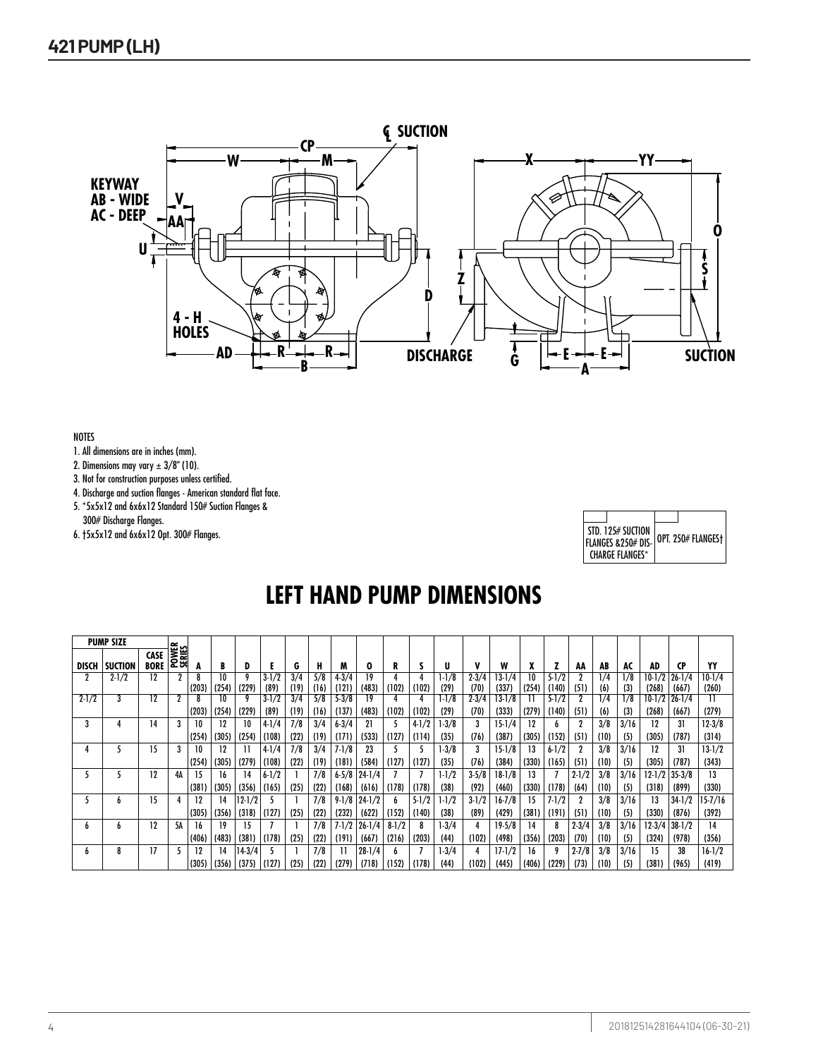## 421 PUMP (LH)

NOTES
1. All dimensions are in inches (mm).
2. Dimensions may vary ± 3/8" (10).
3. Not for construction purposes unless certified.
4. Discharge and suction flanges - American standard flat face.
5. *5x5x12 and 6x6x12 Standard 150# Suction Flanges & 300# Discharge Flanges.
6. †5x5x12 and 6x6x12 Opt. 300# Flanges.

| | |
|---|---|
| STD. 125# SUCTION FLANGES &250# DISCHARGE FLANGES* | OPT. 250# FLANGES† |

# LEFT HAND PUMP DIMENSIONS

| PUMP SIZE | | | POWER SERIES | A | B | D | E | G | H | M | O | R | S | U | V | W | X | Z | AA | AB | AC | AD | CP | YY |
|---|---|---|---|---|---|---|---|---|---|---|---|---|---|---|---|---|---|---|---|---|---|---|---|---|
| DISCH | SUCTION | CASE BORE | | | | | | | | | | | | | | | | | | | | | | |
| 2 | 2-1/2 | 12 | 2 | 8 (203) | 10 (254) | 9 (229) | 3-1/2 (89) | 3/4 (19) | 5/8 (16) | 4-3/4 (121) | 19 (483) | 4 (102) | 4 (102) | 1-1/8 (29) | 2-3/4 (70) | 13-1/4 (337) | 10 (254) | 5-1/2 (140) | 2 (51) | 1/4 (6) | 1/8 (3) | 10-1/2 (268) | 26-1/4 (667) | 10-1/4 (260) |
| 2-1/2 | 3 | 12 | 2 | 8 (203) | 10 (254) | 9 (229) | 3-1/2 (89) | 3/4 (19) | 5/8 (16) | 5-3/8 (137) | 19 (483) | 4 (102) | 4 (102) | 1-1/8 (29) | 2-3/4 (70) | 13-1/8 (333) | 11 (279) | 5-1/2 (140) | 2 (51) | 1/4 (6) | 1/8 (3) | 10-1/2 (268) | 26-1/4 (667) | 11 (279) |
| 3 | 4 | 14 | 3 | 10 (254) | 12 (305) | 10 (254) | 4-1/4 (108) | 7/8 (22) | 3/4 (19) | 6-3/4 (171) | 21 (533) | 5 (127) | 4-1/2 (114) | 1-3/8 (35) | 3 (76) | 15-1/4 (387) | 12 (305) | 6 (152) | 2 (51) | 3/8 (10) | 3/16 (5) | 12 (305) | 31 (787) | 12-3/8 (314) |
| 4 | 5 | 15 | 3 | 10 (254) | 12 (305) | 11 (279) | 4-1/4 (108) | 7/8 (22) | 3/4 (19) | 7-1/8 (181) | 23 (584) | 5 (127) | 5 (127) | 1-3/8 (35) | 3 (76) | 15-1/8 (384) | 13 (330) | 6-1/2 (165) | 2 (51) | 3/8 (10) | 3/16 (5) | 12 (305) | 31 (787) | 13-1/2 (343) |
| 5 | 5 | 12 | 4A | 15 (381) | 16 (305) | 14 (356) | 6-1/2 (165) | 1 (25) | 7/8 (22) | 6-5/8 (168) | 24-1/4 (616) | 7 (178) | 7 (178) | 1-1/2 (38) | 3-5/8 (92) | 18-1/8 (460) | 13 (330) | 7 (178) | 2-1/2 (64) | 3/8 (10) | 3/16 (5) | 12-1/2 (318) | 35-3/8 (899) | 13 (330) |
| 5 | 6 | 15 | 4 | 12 (305) | 14 (356) | 12-1/2 (318) | 5 (127) | 1 (25) | 7/8 (22) | 9-1/8 (232) | 24-1/2 (622) | 6 (152) | 5-1/2 (140) | 1-1/2 (38) | 3-1/2 (89) | 16-7/8 (429) | 15 (381) | 7-1/2 (191) | 2 (51) | 3/8 (10) | 3/16 (5) | 13 (330) | 34-1/2 (876) | 15-7/16 (392) |
| 6 | 6 | 12 | 5A | 16 (406) | 19 (483) | 15 (381) | 7 (178) | 1 (25) | 7/8 (22) | 7-1/2 (191) | 26-1/4 (667) | 8-1/2 (216) | 8 (203) | 1-3/4 (44) | 4 (102) | 19-5/8 (498) | 14 (356) | 8 (203) | 2-3/4 (70) | 3/8 (10) | 3/16 (5) | 12-3/4 (324) | 38-1/2 (978) | 14 (356) |
| 6 | 8 | 17 | 5 | 12 (305) | 14 (356) | 14-3/4 (375) | 5 (127) | 1 (25) | 7/8 (22) | 11 (279) | 28-1/4 (718) | 6 (152) | 7 (178) | 1-3/4 (44) | 4 (102) | 17-1/2 (445) | 16 (406) | 9 (229) | 2-7/8 (73) | 3/8 (10) | 3/16 (5) | 15 (381) | 38 (965) | 16-1/2 (419) |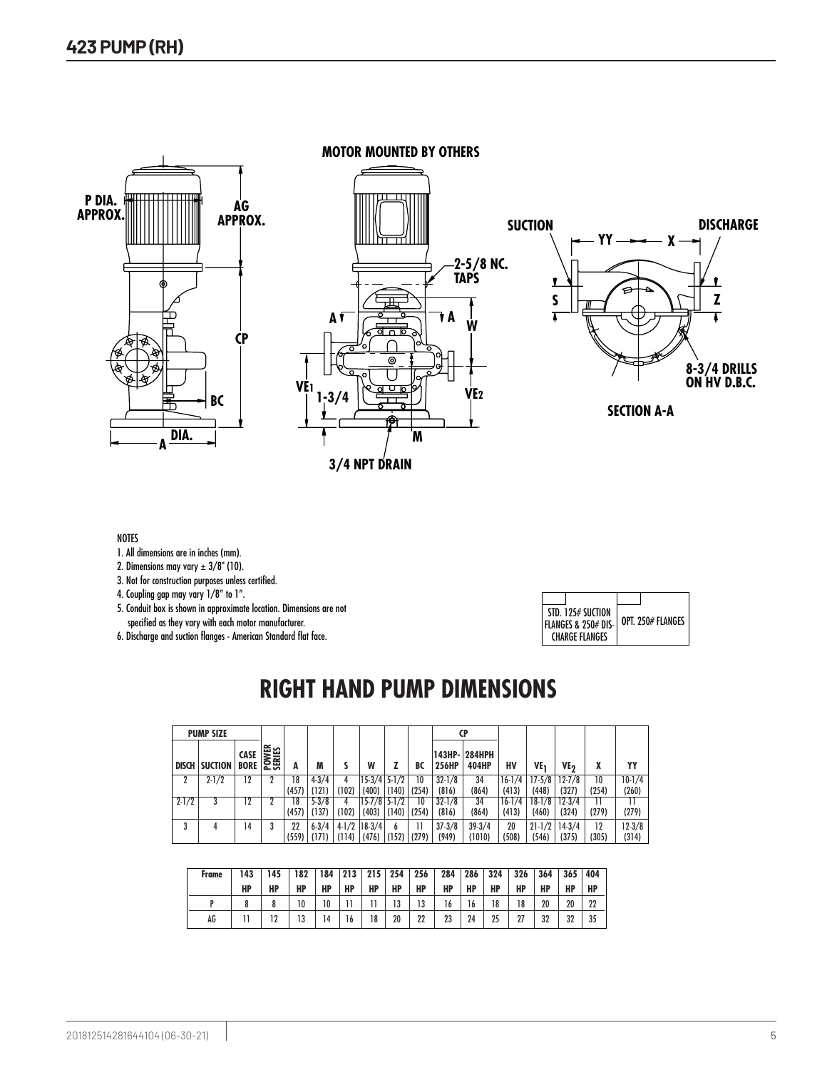# 423 PUMP (RH)

MOTOR MOUNTED BY OTHERS

P DIA. APPROX.

AG APPROX.

CP

BC

A DIA.

2-5/8 NC. TAPS

A

A

W

VE1

1-3/4

VE2

M

3/4 NPT DRAIN

SUCTION

DISCHARGE

YY

X

S

Z

8-3/4 DRILLS ON HV D.B.C.

SECTION A-A

NOTES

1. All dimensions are in inches (mm).
2. Dimensions may vary ± 3/8" (10).
3. Not for construction purposes unless certified.
4. Coupling gap may vary 1/8" to 1".
5. Conduit box is shown in approximate location. Dimensions are not specified as they vary with each motor manufacturer.
6. Discharge and suction flanges - American Standard flat face.

| STD. 125# SUCTION FLANGES & 250# DISCHARGE FLANGES | OPT. 250# FLANGES |
|---|---|

## RIGHT HAND PUMP DIMENSIONS

| PUMP SIZE | | | POWER SERIES | A | M | S | W | Z | BC | CP | | HV | $VE_1$ | $VE_2$ | X | YY |
|---|---|---|---|---|---|---|---|---|---|---|---|---|---|---|---|---|
| DISCH | SUCTION | CASE BORE | | | | | | | | 143HP-256HP | 284HPH 404HP | | | | | |
| 2 | 2-1/2 | 12 | 2 | 18 (457) | 4-3/4 (121) | 4 (102) | 15-3/4 (400) | 5-1/2 (140) | 10 (254) | 32-1/8 (816) | 34 (864) | 16-1/4 (413) | 17-5/8 (448) | 12-7/8 (327) | 10 (254) | 10-1/4 (260) |
| 2-1/2 | 3 | 12 | 2 | 18 (457) | 5-3/8 (137) | 4 (102) | 15-7/8 (403) | 5-1/2 (140) | 10 (254) | 32-1/8 (816) | 34 (864) | 16-1/4 (413) | 18-1/8 (460) | 12-3/4 (324) | 11 (279) | 11 (279) |
| 3 | 4 | 14 | 3 | 22 (559) | 6-3/4 (171) | 4-1/2 (114) | 18-3/4 (476) | 6 (152) | 11 (279) | 37-3/8 (949) | 39-3/4 (1010) | 20 (508) | 21-1/2 (546) | 14-3/4 (375) | 12 (305) | 12-3/8 (314) |

| Frame | 143 HP | 145 HP | 182 HP | 184 HP | 213 HP | 215 HP | 254 HP | 256 HP | 284 HP | 286 HP | 324 HP | 326 HP | 364 HP | 365 HP | 404 HP |
|---|---|---|---|---|---|---|---|---|---|---|---|---|---|---|---|
| P | 8 | 8 | 10 | 10 | 11 | 11 | 13 | 13 | 16 | 16 | 18 | 18 | 20 | 20 | 22 |
| AG | 11 | 12 | 13 | 14 | 16 | 18 | 20 | 22 | 23 | 24 | 25 | 27 | 32 | 32 | 35 |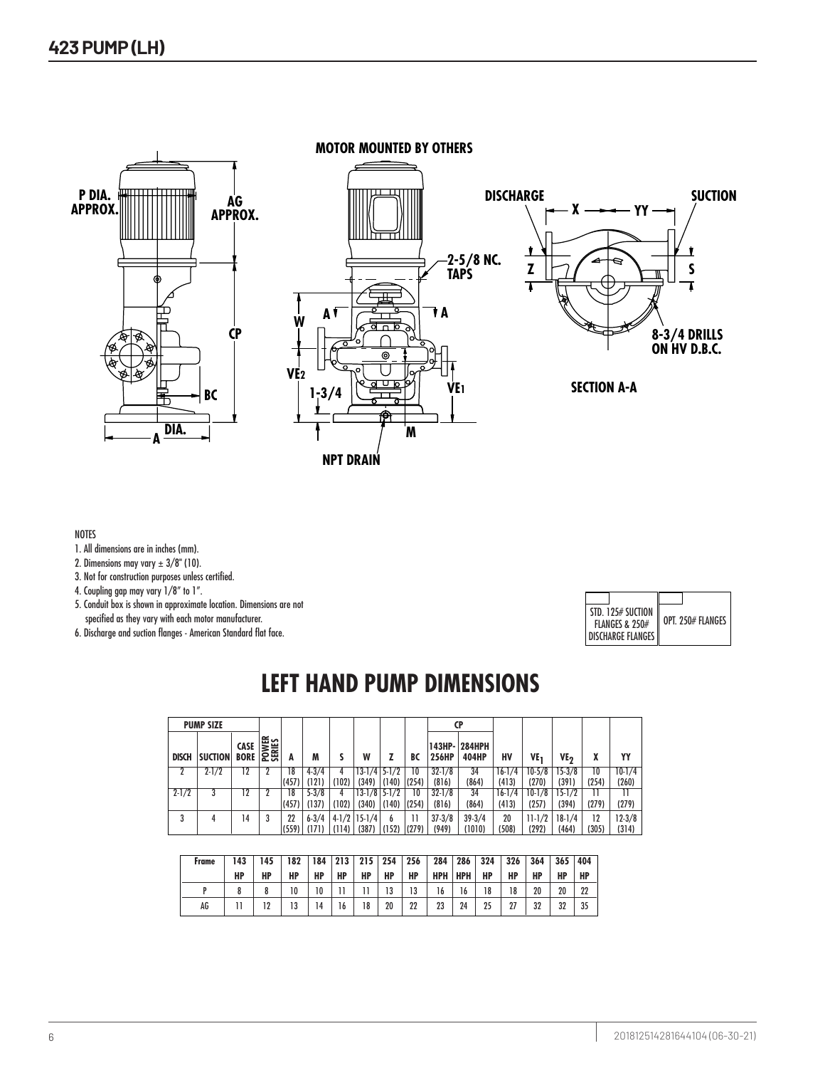# 423 PUMP (LH)

MOTOR MOUNTED BY OTHERS

P DIA. APPROX.

AG APPROX.

CP

BC

A DIA.

2-5/8 NC. TAPS

W

A

$VE_2$

$VE_1$

1-3/4

M

NPT DRAIN

DISCHARGE

X

YY

SUCTION

Z

S

8-3/4 DRILLS ON HV D.B.C.

SECTION A-A

NOTES

1. All dimensions are in inches (mm).
2. Dimensions may vary ± 3/8" (10).
3. Not for construction purposes unless certified.
4. Coupling gap may vary 1/8" to 1".
5. Conduit box is shown in approximate location. Dimensions are not specified as they vary with each motor manufacturer.
6. Discharge and suction flanges - American Standard flat face.

| STD. 125# SUCTION FLANGES & 250# DISCHARGE FLANGES | OPT. 250# FLANGES |
|---|---|

## LEFT HAND PUMP DIMENSIONS

| PUMP SIZE | | | | | | | | | | CP | | | | | | |
|---|---|---|---|---|---|---|---|---|---|---|---|---|---|---|---|---|
| DISCH | SUCTION | CASE BORE | POWER SERIES | A | M | S | W | Z | BC | 143HP-256HP | 284HPH 404HP | HV | $VE_1$ | $VE_2$ | X | YY |
| 2 | 2-1/2 | 12 | 2 | 18 (457) | 4-3/4 (121) | 4 (102) | 13-1/4 (349) | 5-1/2 (140) | 10 (254) | 32-1/8 (816) | 34 (864) | 16-1/4 (413) | 10-5/8 (270) | 15-3/8 (391) | 10 (254) | 10-1/4 (260) |
| 2-1/2 | 3 | 12 | 2 | 18 (457) | 5-3/8 (137) | 4 (102) | 13-1/8 (340) | 5-1/2 (140) | 10 (254) | 32-1/8 (816) | 34 (864) | 16-1/4 (413) | 10-1/8 (257) | 15-1/2 (394) | 11 (279) | 11 (279) |
| 3 | 4 | 14 | 3 | 22 (559) | 6-3/4 (171) | 4-1/2 (114) | 15-1/4 (387) | 6 (152) | 11 (279) | 37-3/8 (949) | 39-3/4 (1010) | 20 (508) | 11-1/2 (292) | 18-1/4 (464) | 12 (305) | 12-3/8 (314) |

| Frame | 143 HP | 145 HP | 182 HP | 184 HP | 213 HP | 215 HP | 254 HP | 256 HP | 284 HPH | 286 HPH | 324 HP | 326 HP | 364 HP | 365 HP | 404 HP |
|---|---|---|---|---|---|---|---|---|---|---|---|---|---|---|---|
| P | 8 | 8 | 10 | 10 | 11 | 11 | 13 | 13 | 16 | 16 | 18 | 18 | 20 | 20 | 22 |
| AG | 11 | 12 | 13 | 14 | 16 | 18 | 20 | 22 | 23 | 24 | 25 | 27 | 32 | 32 | 35 |

201812514281644104(06-30-21)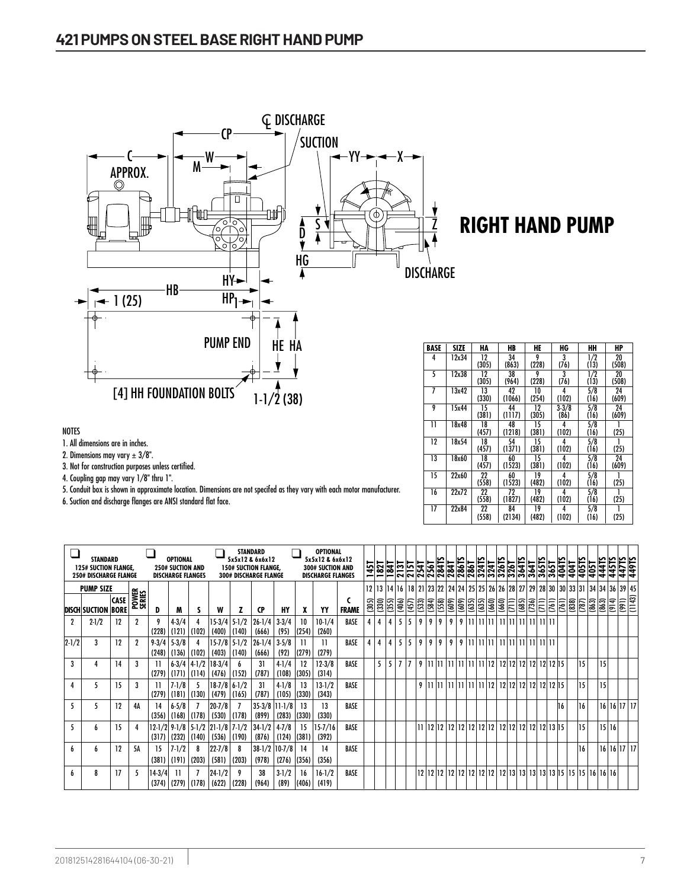# 421 PUMPS ON STEEL BASE RIGHT HAND PUMP

## RIGHT HAND PUMP

| BASE | SIZE | HA | HB | HE | HG | HH | HP |
|---|---|---|---|---|---|---|---|
| 4 | 12x34 | 12 (305) | 34 (863) | 9 (228) | 3 (76) | 1/2 (13) | 20 (508) |
| 5 | 12x38 | 12 (305) | 38 (964) | 9 (228) | 3 (76) | 1/2 (13) | 20 (508) |
| 7 | 13x42 | 13 (330) | 42 (1066) | 10 (254) | 4 (102) | 5/8 (16) | 24 (609) |
| 9 | 15x44 | 15 (381) | 44 (1117) | 12 (305) | 3-3/8 (86) | 5/8 (16) | 24 (609) |
| 11 | 18x48 | 18 (457) | 48 (1218) | 15 (381) | 4 (102) | 5/8 (16) | 1 (25) |
| 12 | 18x54 | 18 (457) | 54 (1371) | 15 (381) | 4 (102) | 5/8 (16) | 1 (25) |
| 13 | 18x60 | 18 (457) | 60 (1523) | 15 (381) | 4 (102) | 5/8 (16) | 24 (609) |
| 15 | 22x60 | 22 (558) | 60 (1523) | 19 (482) | 4 (102) | 5/8 (16) | 1 (25) |
| 16 | 22x72 | 22 (558) | 72 (1827) | 19 (482) | 4 (102) | 5/8 (16) | 1 (25) |
| 17 | 22x84 | 22 (558) | 84 (2134) | 19 (482) | 4 (102) | 5/8 (16) | 1 (25) |

NOTES

1. All dimensions are in inches.
2. Dimensions may vary ± 3/8".
3. Not for construction purposes unless certified.
4. Coupling gap may vary 1/8" thru 1".
5. Conduit box is shown in approximate location. Dimensions are not specifed as they vary with each motor manufacturer.
6. Suction and discharge flanges are ANSI standard flat face.

| ❑ STANDARD 125# SUCTION FLANGE, 250# DISCHARGE FLANGE | | | | ❑ OPTIONAL 250# SUCTION AND DISCHARGE FLANGES | | | ❑ STANDARD 5x5x12 & 6x6x12 150# SUCTION FLANGE, 300# DISCHARGE FLANGE | | | | ❑ OPTIONAL 5x5x12 & 6x6x12 300# SUCTION AND DISCHARGE FLANGES | | | 145T | 182T | 184T | 213T | 215T | 254T | 256T | 284TS | 284T | 286TS | 286T | 324TS | 324T | 326TS | 326T | 364TS | 364T | 365TS | 365T | 404TS | 404T | 405TS | 405T | 444TS | 445TS | 447TS | 449TS |
|---|---|---|---|---|---|---|---|---|---|---|---|---|---|---|---|---|---|---|---|---|---|---|---|---|---|---|---|---|---|---|---|---|---|---|---|---|---|---|---|---|
| PUMP SIZE | | | | | | | | | | | | | | 12 | 13 | 14 | 16 | 18 | 21 | 23 | 22 | 24 | 24 | 25 | 25 | 26 | 26 | 28 | 27 | 29 | 28 | 30 | 30 | 33 | 31 | 34 | 34 | 36 | 39 | 45 |
| DISCH | SUCTION | CASE BORE | POWER SERIES | D | M | S | W | Z | CP | HY | X | YY | C FRAME | (305) | (330) | (355) | (406) | (457) | (533) | (584) | (558) | (609) | (609) | (635) | (635) | (660) | (660) | (711) | (685) | (736) | (711) | (761) | (761) | (838) | (787) | (863) | (863) | (914) | (991) | (1143) |
| 2 | 2-1/2 | 12 | 2 | 9 (228) | 4-3/4 (121) | 4 (102) | 15-3/4 (400) | 5-1/2 (140) | 26-1/4 (666) | 3-3/4 (95) | 10 (254) | 10-1/4 (260) | BASE | 4 | 4 | 4 | 5 | 5 | 9 | 9 | 9 | 9 | 9 | 11 | 11 | 11 | 11 | 11 | 11 | 11 | 11 | 11 | | | | | | | | |
| 2-1/2 | 3 | 12 | 2 | 9-3/4 (248) | 5-3/8 (136) | 4 (102) | 15-7/8 (403) | 5-1/2 (140) | 26-1/4 (666) | 3-5/8 (92) | 11 (279) | 11 (279) | BASE | 4 | 4 | 4 | 5 | 5 | 9 | 9 | 9 | 9 | 9 | 11 | 11 | 11 | 11 | 11 | 11 | 11 | 11 | 11 | | | | | | | | |
| 3 | 4 | 14 | 3 | 11 (279) | 6-3/4 (171) | 4-1/2 (114) | 18-3/4 (476) | 6 (152) | 31 (787) | 4-1/4 (108) | 12 (305) | 12-3/8 (314) | BASE | | 5 | 5 | 7 | 7 | 9 | 11 | 11 | 11 | 11 | 11 | 11 | 12 | 12 | 12 | 12 | 12 | 12 | 12 | 15 | | 15 | | 15 | | | |
| 4 | 5 | 15 | 3 | 11 (279) | 7-1/8 (181) | 5 (130) | 18-7/8 (479) | 6-1/2 (165) | 31 (787) | 4-1/8 (105) | 13 (330) | 13-1/2 (343) | BASE | | | | | | 9 | 11 | 11 | 11 | 11 | 11 | 11 | 12 | 12 | 12 | 12 | 12 | 12 | 12 | 15 | | 15 | | 15 | | | |
| 5 | 5 | 12 | 4A | 14 (356) | 6-5/8 (168) | 7 (178) | 20-7/8 (530) | 7 (178) | 35-3/8 (899) | 11-1/8 (283) | 13 (330) | 13 (330) | BASE | | | | | | | | | | | | | | | | | | | | 16 | | 16 | | 16 | 16 | 17 | 17 |
| 5 | 6 | 15 | 4 | 12-1/2 (317) | 9-1/8 (232) | 5-1/2 (140) | 21-1/8 (536) | 7-1/2 (190) | 34-1/2 (876) | 4-7/8 (124) | 15 (381) | 15-7/16 (392) | BASE | | | | | | 11 | 12 | 12 | 12 | 12 | 12 | 12 | 12 | 12 | 12 | 12 | 12 | 12 | 13 | 15 | | 15 | | 15 | 16 | | |
| 6 | 6 | 12 | 5A | 15 (381) | 7-1/2 (191) | 8 (203) | 22-7/8 (581) | 8 (203) | 38-1/2 (978) | 10-7/8 (276) | 14 (356) | 14 (356) | BASE | | | | | | | | | | | | | | | | | | | | | | 16 | | 16 | 16 | 17 | 17 |
| 6 | 8 | 17 | 5 | 14-3/4 (374) | 11 (279) | 7 (178) | 24-1/2 (622) | 9 (228) | 38 (964) | 3-1/2 (89) | 16 (406) | 16-1/2 (419) | BASE | | | | | | 12 | 12 | 12 | 12 | 12 | 12 | 12 | 12 | 12 | 13 | 13 | 13 | 13 | 13 | 15 | 15 | 15 | 16 | 16 | 16 | | |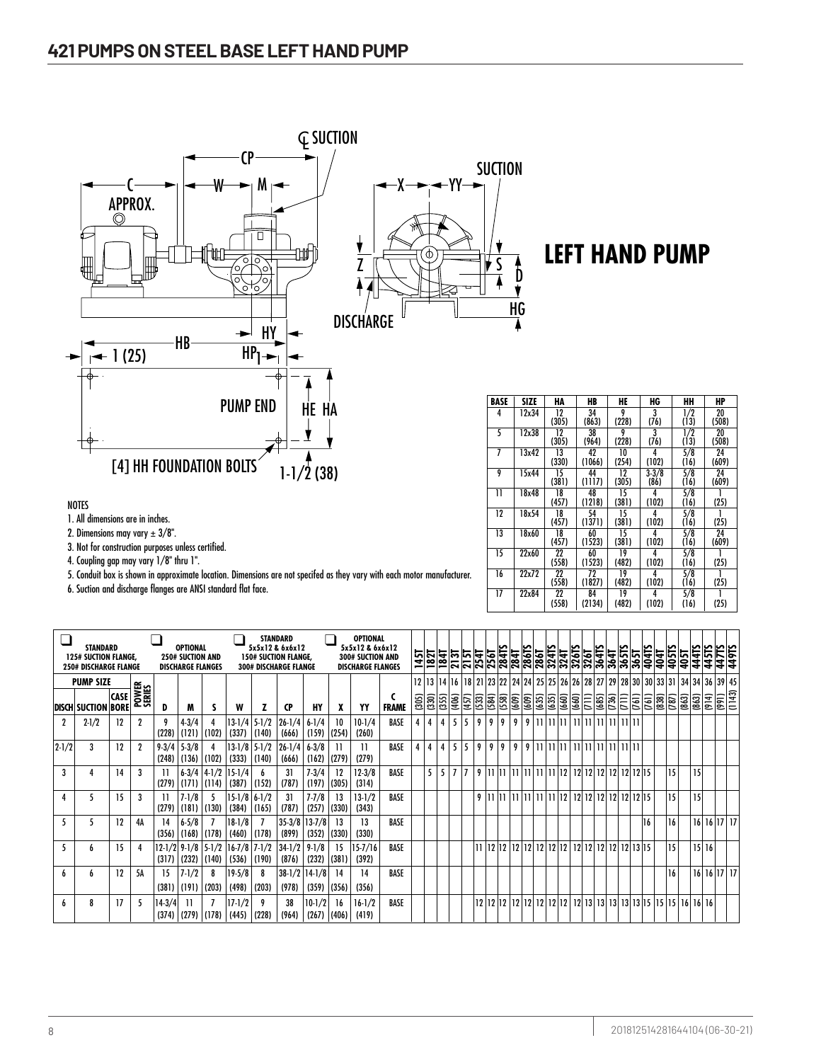# 421 PUMPS ON STEEL BASE LEFT HAND PUMP

## LEFT HAND PUMP

Diagram labels: C APPROX., CP, W, M, ℄ SUCTION, X, YY, SUCTION, Z, S, D, HG, DISCHARGE, HB, HY, HP, 1 (25), PUMP END, HE, HA, [4] HH FOUNDATION BOLTS, 1-1/2 (38)

| BASE | SIZE | HA | HB | HE | HG | HH | HP |
|---|---|---|---|---|---|---|---|
| 4 | 12x34 | 12 (305) | 34 (863) | 9 (228) | 3 (76) | 1/2 (13) | 20 (508) |
| 5 | 12x38 | 12 (305) | 38 (964) | 9 (228) | 3 (76) | 1/2 (13) | 20 (508) |
| 7 | 13x42 | 13 (330) | 42 (1066) | 10 (254) | 4 (102) | 5/8 (16) | 24 (609) |
| 9 | 15x44 | 15 (381) | 44 (1117) | 12 (305) | 3-3/8 (86) | 5/8 (16) | 24 (609) |
| 11 | 18x48 | 18 (457) | 48 (1218) | 15 (381) | 4 (102) | 5/8 (16) | 1 (25) |
| 12 | 18x54 | 18 (457) | 54 (1371) | 15 (381) | 4 (102) | 5/8 (16) | 1 (25) |
| 13 | 18x60 | 18 (457) | 60 (1523) | 15 (381) | 4 (102) | 5/8 (16) | 24 (609) |
| 15 | 22x60 | 22 (558) | 60 (1523) | 19 (482) | 4 (102) | 5/8 (16) | 1 (25) |
| 16 | 22x72 | 22 (558) | 72 (1827) | 19 (482) | 4 (102) | 5/8 (16) | 1 (25) |
| 17 | 22x84 | 22 (558) | 84 (2134) | 19 (482) | 4 (102) | 5/8 (16) | 1 (25) |

NOTES

1. All dimensions are in inches.
2. Dimensions may vary ± 3/8".
3. Not for construction purposes unless certified.
4. Coupling gap may vary 1/8" thru 1".
5. Conduit box is shown in approximate location. Dimensions are not specifed as they vary with each motor manufacturer.
6. Suction and discharge flanges are ANSI standard flat face.

☐ STANDARD 125# SUCTION FLANGE, 250# DISCHARGE FLANGE ☐ OPTIONAL 250# SUCTION AND DISCHARGE FLANGES ☐ STANDARD 5x5x12 & 6x6x12 150# SUCTION FLANGE, 300# DISCHARGE FLANGE ☐ OPTIONAL 5x5x12 & 6x6x12 300# SUCTION AND DISCHARGE FLANGES

| PUMP SIZE DISCH | PUMP SIZE SUCTION | CASE BORE | POWER SERIES | D | M | S | W | Z | CP | HY | X | YY | C FRAME | 145T 12 (305) | 182T 13 (330) | 184T 14 (355) | 213T 16 (406) | 215T 18 (457) | 254T 21 (533) | 256T 23 (584) | 284TS 22 (558) | 284T 24 (609) | 286TS 24 (609) | 286T 25 (635) | 324TS 25 (635) | 324T 26 (660) | 326TS 26 (660) | 326T 28 (711) | 364TS 27 (685) | 364T 29 (736) | 365TS 28 (711) | 365T 30 (761) | 404TS 30 (761) | 404T 33 (838) | 405TS 31 (787) | 405T 34 (863) | 444TS 34 (863) | 445TS 36 (914) | 447TS 39 (991) | 449TS 45 (1143) |
|---|---|---|---|---|---|---|---|---|---|---|---|---|---|---|---|---|---|---|---|---|---|---|---|---|---|---|---|---|---|---|---|---|---|---|---|---|---|---|---|---|
| 2 | 2-1/2 | 12 | 2 | 9 (228) | 4-3/4 (121) | 4 (102) | 13-1/4 (337) | 5-1/2 (140) | 26-1/4 (666) | 6-1/4 (159) | 10 (254) | 10-1/4 (260) | BASE | 4 | 4 | 4 | 5 | 5 | 9 | 9 | 9 | 9 | 9 | 11 | 11 | 11 | 11 | 11 | 11 | 11 | 11 | 11 | | | | | | | | |
| 2-1/2 | 3 | 12 | 2 | 9-3/4 (248) | 5-3/8 (136) | 4 (102) | 13-1/8 (333) | 5-1/2 (140) | 26-1/4 (666) | 6-3/8 (162) | 11 (279) | 11 (279) | BASE | 4 | 4 | 4 | 5 | 5 | 9 | 9 | 9 | 9 | 9 | 11 | 11 | 11 | 11 | 11 | 11 | 11 | 11 | 11 | | | | | | | | |
| 3 | 4 | 14 | 3 | 11 (279) | 6-3/4 (171) | 4-1/2 (114) | 15-1/4 (387) | 6 (152) | 31 (787) | 7-3/4 (197) | 12 (305) | 12-3/8 (314) | BASE | | 5 | 5 | 7 | 7 | 9 | 11 | 11 | 11 | 11 | 11 | 11 | 12 | 12 | 12 | 12 | 12 | 12 | 12 | 15 | | 15 | | 15 | | | |
| 4 | 5 | 15 | 3 | 11 (279) | 7-1/8 (181) | 5 (130) | 15-1/8 (384) | 6-1/2 (165) | 31 (787) | 7-7/8 (257) | 13 (330) | 13-1/2 (343) | BASE | | | | | | 9 | 11 | 11 | 11 | 11 | 11 | 11 | 12 | 12 | 12 | 12 | 12 | 12 | 12 | 15 | | 15 | | 15 | | | |
| 5 | 5 | 12 | 4A | 14 (356) | 6-5/8 (168) | 7 (178) | 18-1/8 (460) | 7 (178) | 35-3/8 (899) | 13-7/8 (352) | 13 (330) | 13 (330) | BASE | | | | | | | | | | | | | | | | | | | | 16 | | 16 | | 16 | 16 | 17 | 17 |
| 5 | 6 | 15 | 4 | 12-1/2 (317) | 9-1/8 (232) | 5-1/2 (140) | 16-7/8 (536) | 7-1/2 (190) | 34-1/2 (876) | 9-1/8 (232) | 15 (381) | 15-7/16 (392) | BASE | | | | | | 11 | 12 | 12 | 12 | 12 | 12 | 12 | 12 | 12 | 12 | 12 | 12 | 13 | 13 | 15 | | 15 | | 15 | 16 | | |
| 6 | 6 | 12 | 5A | 15 (381) | 7-1/2 (191) | 8 (203) | 19-5/8 (498) | 8 (203) | 38-1/2 (978) | 14-1/8 (359) | 14 (356) | 14 (356) | BASE | | | | | | | | | | | | | | | | | | | | | | 16 | | 16 | 16 | 17 | 17 |
| 6 | 8 | 17 | 5 | 14-3/4 (374) | 11 (279) | 7 (178) | 17-1/2 (445) | 9 (228) | 38 (964) | 10-1/2 (267) | 16 (406) | 16-1/2 (419) | BASE | | | | | | 12 | 12 | 12 | 12 | 12 | 12 | 12 | 12 | 12 | 13 | 13 | 13 | 13 | 13 | 15 | 15 | 15 | 16 | 16 | 16 | | |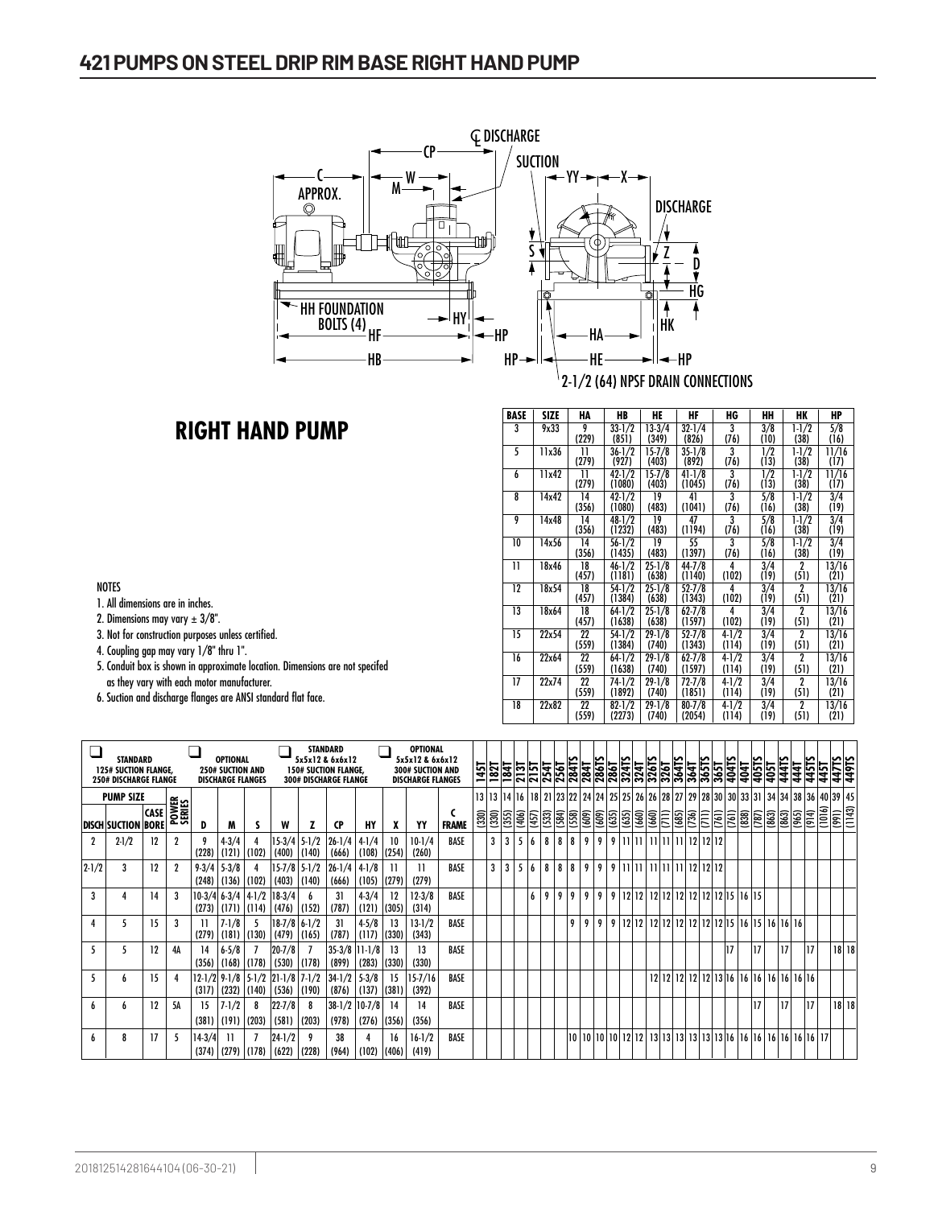# 421 PUMPS ON STEEL DRIP RIM BASE RIGHT HAND PUMP

## RIGHT HAND PUMP

| BASE | SIZE | HA | HB | HE | HF | HG | HH | HK | HP |
|---|---|---|---|---|---|---|---|---|---|
| 3 | 9x33 | 9 (229) | 33-1/2 (851) | 13-3/4 (349) | 32-1/4 (826) | 3 (76) | 3/8 (10) | 1-1/2 (38) | 5/8 (16) |
| 5 | 11x36 | 11 (279) | 36-1/2 (927) | 15-7/8 (403) | 35-1/8 (892) | 3 (76) | 1/2 (13) | 1-1/2 (38) | 11/16 (17) |
| 6 | 11x42 | 11 (279) | 42-1/2 (1080) | 15-7/8 (403) | 41-1/8 (1045) | 3 (76) | 1/2 (13) | 1-1/2 (38) | 11/16 (17) |
| 8 | 14x42 | 14 (356) | 42-1/2 (1080) | 19 (483) | 41 (1041) | 3 (76) | 5/8 (16) | 1-1/2 (38) | 3/4 (19) |
| 9 | 14x48 | 14 (356) | 48-1/2 (1232) | 19 (483) | 47 (1194) | 3 (76) | 5/8 (16) | 1-1/2 (38) | 3/4 (19) |
| 10 | 14x56 | 14 (356) | 56-1/2 (1435) | 19 (483) | 55 (1397) | 3 (76) | 5/8 (16) | 1-1/2 (38) | 3/4 (19) |
| 11 | 18x46 | 18 (457) | 46-1/2 (1181) | 25-1/8 (638) | 44-7/8 (1140) | 4 (102) | 3/4 (19) | 2 (51) | 13/16 (21) |
| 12 | 18x54 | 18 (457) | 54-1/2 (1384) | 25-1/8 (638) | 52-7/8 (1343) | 4 (102) | 3/4 (19) | 2 (51) | 13/16 (21) |
| 13 | 18x64 | 18 (457) | 64-1/2 (1638) | 25-1/8 (638) | 62-7/8 (1597) | 4 (102) | 3/4 (19) | 2 (51) | 13/16 (21) |
| 15 | 22x54 | 22 (559) | 54-1/2 (1384) | 29-1/8 (740) | 52-7/8 (1343) | 4-1/2 (114) | 3/4 (19) | 2 (51) | 13/16 (21) |
| 16 | 22x64 | 22 (559) | 64-1/2 (1638) | 29-1/8 (740) | 62-7/8 (1597) | 4-1/2 (114) | 3/4 (19) | 2 (51) | 13/16 (21) |
| 17 | 22x74 | 22 (559) | 74-1/2 (1892) | 29-1/8 (740) | 72-7/8 (1851) | 4-1/2 (114) | 3/4 (19) | 2 (51) | 13/16 (21) |
| 18 | 22x82 | 22 (559) | 82-1/2 (2273) | 29-1/8 (740) | 80-7/8 (2054) | 4-1/2 (114) | 3/4 (19) | 2 (51) | 13/16 (21) |

NOTES

1. All dimensions are in inches.
2. Dimensions may vary ± 3/8".
3. Not for construction purposes unless certified.
4. Coupling gap may vary 1/8" thru 1".
5. Conduit box is shown in approximate location. Dimensions are not specifed as they vary with each motor manufacturer.
6. Suction and discharge flanges are ANSI standard flat face.

| ❑ STANDARD 125# SUCTION FLANGE, 250# DISCHARGE FLANGE | | | | ❑ OPTIONAL 250# SUCTION AND DISCHARGE FLANGES | | | ❑ STANDARD 5x5x12 & 6x6x12 150# SUCTION FLANGE, 300# DISCHARGE FLANGE | | | | ❑ OPTIONAL 5x5x12 & 6x6x12 300# SUCTION AND DISCHARGE FLANGES | | | 145T | 182T | 184T | 213T | 215T | 254T | 256T | 284TS | 284T | 286TS | 286T | 324TS | 324T | 326TS | 326T | 364TS | 364T | 365TS | 365T | 404TS | 404T | 405TS | 405T | 444TS | 444T | 445TS | 445T | 447TS | 449TS |
|---|---|---|---|---|---|---|---|---|---|---|---|---|---|---|---|---|---|---|---|---|---|---|---|---|---|---|---|---|---|---|---|---|---|---|---|---|---|---|---|---|---|---|
| PUMP SIZE | | | | | | | | | | | | | | 13 (330) | 13 (330) | 14 (355) | 16 (406) | 18 (457) | 21 (533) | 23 (584) | 22 (558) | 24 (609) | 24 (609) | 25 (635) | 25 (635) | 26 (660) | 26 (660) | 28 (711) | 27 (685) | 29 (736) | 28 (711) | 30 (761) | 30 (761) | 33 (838) | 31 (787) | 34 (863) | 34 (863) | 38 (965) | 36 (914) | 40 (1016) | 39 (991) | 45 (1143) |
| DISCH | SUCTION | CASE BORE | POWER SERIES | D | M | S | W | Z | CP | HY | X | YY | C FRAME | | | | | | | | | | | | | | | | | | | | | | | | | | | | | |
| 2 | 2-1/2 | 12 | 2 | 9 (228) | 4-3/4 (121) | 4 (102) | 15-3/4 (400) | 5-1/2 (140) | 26-1/4 (666) | 4-1/4 (108) | 10 (254) | 10-1/4 (260) | BASE | | 3 | 3 | 5 | 6 | 8 | 8 | 8 | 9 | 9 | 9 | 11 | 11 | 11 | 11 | 11 | 12 | 12 | 12 | | | | | | | | | | |
| 2-1/2 | 3 | 12 | 2 | 9-3/4 (248) | 5-3/8 (136) | 4 (102) | 15-7/8 (403) | 5-1/2 (140) | 26-1/4 (666) | 4-1/8 (105) | 11 (279) | 11 (279) | BASE | | 3 | 3 | 5 | 6 | 8 | 8 | 8 | 9 | 9 | 9 | 11 | 11 | 11 | 11 | 11 | 12 | 12 | 12 | | | | | | | | | | |
| 3 | 4 | 14 | 3 | 10-3/4 (273) | 6-3/4 (171) | 4-1/2 (114) | 18-3/4 (476) | 6 (152) | 31 (787) | 4-3/4 (121) | 12 (305) | 12-3/8 (314) | BASE | | | | | 6 | 9 | 9 | 9 | 9 | 9 | 9 | 12 | 12 | 12 | 12 | 12 | 12 | 12 | 12 | 15 | 16 | 15 | | | | | | | |
| 4 | 5 | 15 | 3 | 11 (279) | 7-1/8 (181) | 5 (130) | 18-7/8 (479) | 6-1/2 (165) | 31 (787) | 4-5/8 (117) | 13 (330) | 13-1/2 (343) | BASE | | | | | | | | 9 | 9 | 9 | 9 | 12 | 12 | 12 | 12 | 12 | 12 | 12 | 12 | 15 | 16 | 15 | 16 | 16 | 16 | | | | |
| 5 | 5 | 12 | 4A | 14 (356) | 6-5/8 (168) | 7 (178) | 20-7/8 (530) | 7 (178) | 35-3/8 (899) | 11-1/8 (283) | 13 (330) | 13 (330) | BASE | | | | | | | | | | | | | | | | | | | | 17 | | 17 | | 17 | | 17 | | 18 | 18 |
| 5 | 6 | 15 | 4 | 12-1/2 (317) | 9-1/8 (232) | 5-1/2 (140) | 21-1/8 (536) | 7-1/2 (190) | 34-1/2 (876) | 5-3/8 (137) | 15 (381) | 15-7/16 (392) | BASE | | | | | | | | | | | | | | 12 | 12 | 12 | 12 | 12 | 13 | 16 | 16 | 16 | 16 | 16 | 16 | 16 | | | |
| 6 | 6 | 12 | 5A | 15 (381) | 7-1/2 (191) | 8 (203) | 22-7/8 (581) | 8 (203) | 38-1/2 (978) | 10-7/8 (276) | 14 (356) | 14 (356) | BASE | | | | | | | | | | | | | | | | | | | | | | 17 | | 17 | | 17 | | 18 | 18 |
| 6 | 8 | 17 | 5 | 14-3/4 (374) | 11 (279) | 7 (178) | 24-1/2 (622) | 9 (228) | 38 (964) | 4 (102) | 16 (406) | 16-1/2 (419) | BASE | | | | | | | | 10 | 10 | 10 | 10 | 12 | 12 | 13 | 13 | 13 | 13 | 13 | 13 | 16 | 16 | 16 | 16 | 16 | 16 | 16 | 16 | 17 | |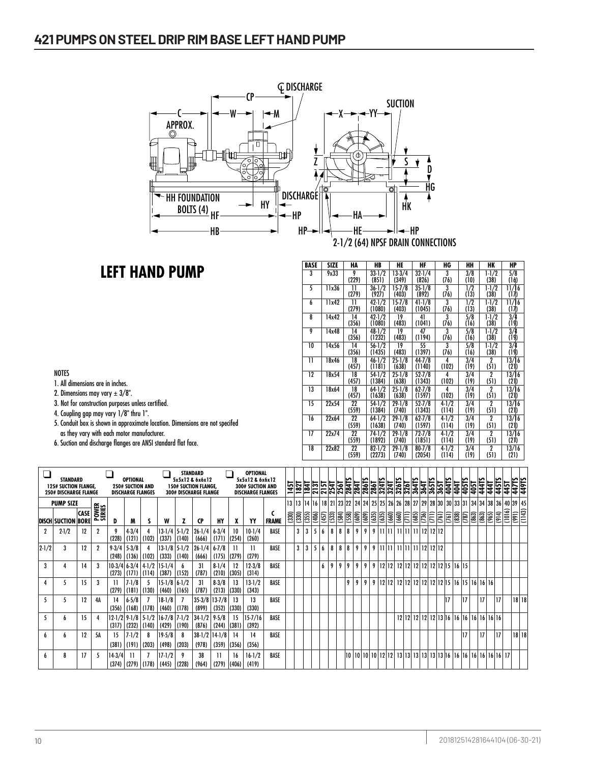# 421 PUMPS ON STEEL DRIP RIM BASE LEFT HAND PUMP

## LEFT HAND PUMP

| BASE | SIZE | HA | HB | HE | HF | HG | HH | HK | HP |
|---|---|---|---|---|---|---|---|---|---|
| 3 | 9x33 | 9 (229) | 33-1/2 (851) | 13-3/4 (349) | 32-1/4 (826) | 3 (76) | 3/8 (10) | 1-1/2 (38) | 5/8 (16) |
| 5 | 11x36 | 11 (279) | 36-1/2 (927) | 15-7/8 (403) | 35-1/8 (892) | 3 (76) | 1/2 (13) | 1-1/2 (38) | 11/16 (17) |
| 6 | 11x42 | 11 (279) | 42-1/2 (1080) | 15-7/8 (403) | 41-1/8 (1045) | 3 (76) | 1/2 (13) | 1-1/2 (38) | 11/16 (17) |
| 8 | 14x42 | 14 (356) | 42-1/2 (1080) | 19 (483) | 41 (1041) | 3 (76) | 5/8 (16) | 1-1/2 (38) | 3/4 (19) |
| 9 | 14x48 | 14 (356) | 48-1/2 (1232) | 19 (483) | 47 (1194) | 3 (76) | 5/8 (16) | 1-1/2 (38) | 3/4 (19) |
| 10 | 14x56 | 14 (356) | 56-1/2 (1435) | 19 (483) | 55 (1397) | 3 (76) | 5/8 (16) | 1-1/2 (38) | 3/4 (19) |
| 11 | 18x46 | 18 (457) | 46-1/2 (1181) | 25-1/8 (638) | 44-7/8 (1140) | 4 (102) | 3/4 (19) | 2 (51) | 13/16 (21) |
| 12 | 18x54 | 18 (457) | 54-1/2 (1384) | 25-1/8 (638) | 52-7/8 (1343) | 4 (102) | 3/4 (19) | 2 (51) | 13/16 (21) |
| 13 | 18x64 | 18 (457) | 64-1/2 (1638) | 25-1/8 (638) | 62-7/8 (1597) | 4 (102) | 3/4 (19) | 2 (51) | 13/16 (21) |
| 15 | 22x54 | 22 (559) | 54-1/2 (1384) | 29-1/8 (740) | 52-7/8 (1343) | 4-1/2 (114) | 3/4 (19) | 2 (51) | 13/16 (21) |
| 16 | 22x64 | 22 (559) | 64-1/2 (1638) | 29-1/8 (740) | 62-7/8 (1597) | 4-1/2 (114) | 3/4 (19) | 2 (51) | 13/16 (21) |
| 17 | 22x74 | 22 (559) | 74-1/2 (1892) | 29-1/8 (740) | 72-7/8 (1851) | 4-1/2 (114) | 3/4 (19) | 2 (51) | 13/16 (21) |
| 18 | 22x82 | 22 (559) | 82-1/2 (2273) | 29-1/8 (740) | 80-7/8 (2054) | 4-1/2 (114) | 3/4 (19) | 2 (51) | 13/16 (21) |

NOTES

1. All dimensions are in inches.
2. Dimensions may vary ± 3/8".
3. Not for construction purposes unless certified.
4. Coupling gap may vary 1/8" thru 1".
5. Conduit box is shown in approximate location. Dimensions are not specifed as they vary with each motor manufacturer.
6. Suction and discharge flanges are ANSI standard flat face.

| ❑ STANDARD 125# SUCTION FLANGE, 250# DISCHARGE FLANGE | | | | ❑ OPTIONAL 250# SUCTION AND DISCHARGE FLANGES | | | ❑ STANDARD 5x5x12 & 6x6x12 150# SUCTION FLANGE, 300# DISCHARGE FLANGE | | | | ❑ OPTIONAL 5x5x12 & 6x6x12 300# SUCTION AND DISCHARGE FLANGES | | | 145T | 182T | 184T | 213T | 215T | 254T | 256T | 284TS | 284T | 286TS | 286T | 324TS | 324T | 326TS | 326T | 364TS | 364T | 365TS | 365T | 404TS | 404T | 405TS | 405T | 444TS | 444T | 445TS | 445T | 447TS | 449TS |
|---|---|---|---|---|---|---|---|---|---|---|---|---|---|---|---|---|---|---|---|---|---|---|---|---|---|---|---|---|---|---|---|---|---|---|---|---|---|---|---|---|---|---|
| PUMP SIZE | | | | | | | | | | | | | | | 13 (330) | 13 (330) | 14 (355) | 16 (406) | 18 (457) | 21 (533) | 23 (584) | 22 (558) | 24 (609) | 24 (609) | 25 (635) | 25 (635) | 26 (660) | 26 (660) | 28 (711) | 27 (685) | 29 (736) | 28 (711) | 30 (761) | 30 (761) | 33 (838) | 31 (787) | 34 (863) | 34 (863) | 38 (965) | 36 (914) | 40 (1016) | 39 (991) | 45 (1143) |
| DISCH | SUCTION | CASE BORE | POWER SERIES | D | M | S | W | Z | CP | HY | X | YY | C FRAME | | | | | | | | | | | | | | | | | | | | | | | | | | | | | |
| 2 | 2-1/2 | 12 | 2 | 9 (228) | 4-3/4 (121) | 4 (102) | 13-1/4 (337) | 5-1/2 (140) | 26-1/4 (666) | 6-3/4 (171) | 10 (254) | 10-1/4 (260) | BASE | | 3 | 3 | 5 | 6 | 8 | 8 | 8 | 9 | 9 | 9 | 11 | 11 | 11 | 11 | 11 | 12 | 12 | 12 | | | | | | | | | | |
| 2-1/2 | 3 | 12 | 2 | 9-3/4 (248) | 5-3/8 (136) | 4 (102) | 13-1/8 (333) | 5-1/2 (140) | 26-1/4 (666) | 6-7/8 (175) | 11 (279) | 11 (279) | BASE | | 3 | 3 | 5 | 6 | 8 | 8 | 8 | 9 | 9 | 9 | 11 | 11 | 11 | 11 | 11 | 12 | 12 | 12 | | | | | | | | | | |
| 3 | 4 | 14 | 3 | 10-3/4 (273) | 6-3/4 (171) | 4-1/2 (114) | 15-1/4 (387) | 6 (152) | 31 (787) | 8-1/4 (210) | 12 (305) | 12-3/8 (314) | BASE | | | | | 6 | 9 | 9 | 9 | 9 | 9 | 9 | 12 | 12 | 12 | 12 | 12 | 12 | 12 | 12 | 12 | 15 | 16 | 15 | | | | | | |
| 4 | 5 | 15 | 3 | 11 (279) | 7-1/8 (181) | 5 (130) | 15-1/8 (460) | 6-1/2 (165) | 31 (787) | 8-3/8 (213) | 13 (330) | 13-1/2 (343) | BASE | | | | | | | | 9 | 9 | 9 | 9 | 12 | 12 | 12 | 12 | 12 | 12 | 12 | 12 | 12 | 15 | 16 | 15 | 16 | 16 | 16 | | | |
| 5 | 5 | 12 | 4A | 14 (356) | 6-5/8 (168) | 7 (178) | 18-1/8 (460) | 7 (178) | 35-3/8 (899) | 13-7/8 (352) | 13 (330) | 13 (330) | BASE | | | | | | | | | | | | | | | | | | | | | 17 | | 17 | | 17 | | 17 | 18 | 18 |
| 5 | 6 | 15 | 4 | 12-1/2 (317) | 9-1/8 (232) | 5-1/2 (140) | 16-7/8 (429) | 7-1/2 (190) | 34-1/2 (876) | 9-5/8 (244) | 15 (381) | 15-7/16 (392) | BASE | | | | | | | | | | | | | | 12 | 12 | 12 | 12 | 12 | 13 | 16 | 16 | 16 | 16 | 16 | 16 | 16 | 16 | | |
| 6 | 6 | 12 | 5A | 15 (381) | 7-1/2 (191) | 8 (203) | 19-5/8 (498) | 8 (203) | 38-1/2 (978) | 14-1/8 (359) | 14 (356) | 14 (356) | BASE | | | | | | | | | | | | | | | | | | | | | | | 17 | | 17 | | 17 | 18 | 18 |
| 6 | 8 | 17 | 5 | 14-3/4 (374) | 11 (279) | 7 (178) | 17-1/2 (445) | 9 (228) | 38 (964) | 11 (279) | 16 (406) | 16-1/2 (419) | BASE | | | | | | | | 10 | 10 | 10 | 10 | 12 | 12 | 13 | 13 | 13 | 13 | 13 | 13 | 16 | 16 | 16 | 16 | 16 | 16 | 16 | 16 | 17 | |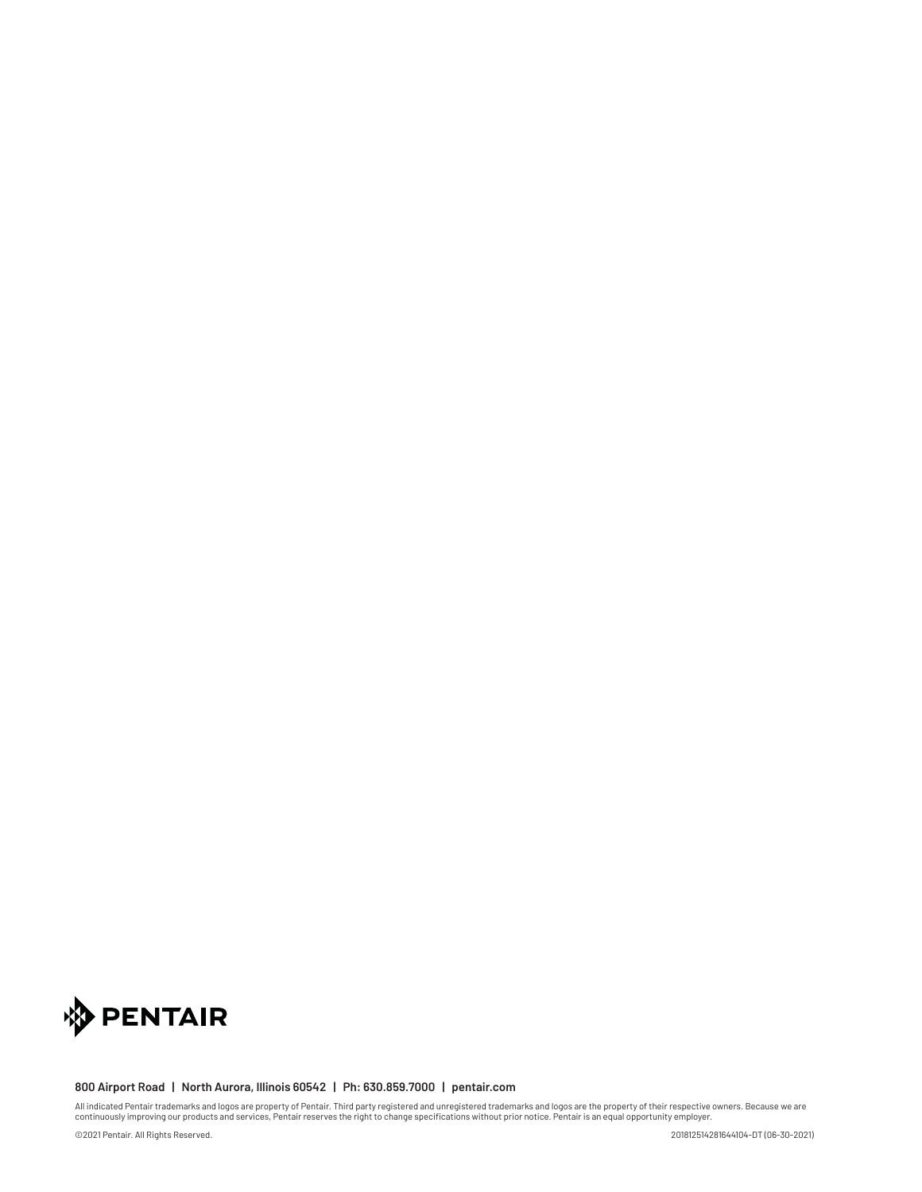PENTAIR

**800 Airport Road | North Aurora, Illinois 60542 | Ph: 630.859.7000 | pentair.com**

All indicated Pentair trademarks and logos are property of Pentair. Third party registered and unregistered trademarks and logos are the property of their respective owners. Because we are continuously improving our products and services, Pentair reserves the right to change specifications without prior notice. Pentair is an equal opportunity employer.

©2021 Pentair. All Rights Reserved.

201812514281644104-DT (06-30-2021)